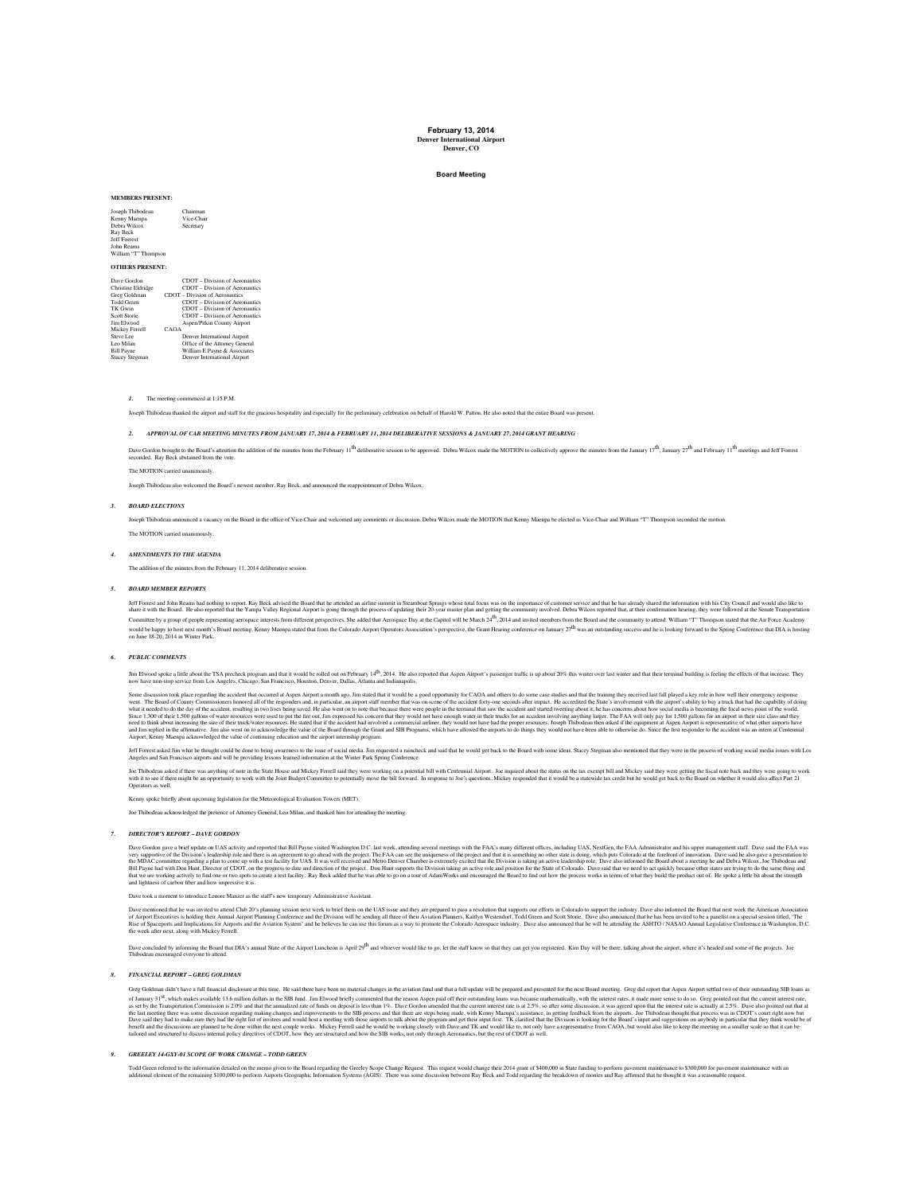# February 13, 2014

**Denver International Airport**
**Denver, CO**

## Board Meeting

**MEMBERS PRESENT:**

| | |
|---|---|
| Joseph Thibodeau | Chairman |
| Kenny Maenpa | Vice-Chair |
| Debra Wilcox | Secretary |
| Ray Beck | |
| Jeff Forrest | |
| John Reams | |
| William "T" Thompson | |

**OTHERS PRESENT:**

| | |
|---|---|
| Dave Gordon | CDOT – Division of Aeronautics |
| Christine Eldridge | CDOT – Division of Aeronautics |
| Greg Goldman | CDOT – Division of Aeronautics |
| Todd Green | CDOT – Division of Aeronautics |
| TK Gwin | CDOT – Division of Aeronautics |
| Scott Storie | CDOT – Division of Aeronautics |
| Jim Elwood | Aspen/Pitkin County Airport |
| Mickey Ferrell | CAOA |
| Steve Lee | Denver International Airport |
| Leo Milan | Office of the Attorney General |
| Bill Payne | William E Payne & Associates |
| Stacey Stegman | Denver International Airport |

***1.*** The meeting commenced at 1:15 P.M.

Joseph Thibodeau thanked the airport and staff for the gracious hospitality and especially for the preliminary celebration on behalf of Harold W. Patton. He also noted that the entire Board was present.

***2. APPROVAL OF CAB MEETING MINUTES FROM JANUARY 17, 2014 & FEBRUARY 11, 2014 DELIBERATIVE SESSIONS & JANUARY 27, 2014 GRANT HEARING***

Dave Gordon brought to the Board's attention the addition of the minutes from the February 11th deliberative session to be approved. Debra Wilcox made the MOTION to collectively approve the minutes from the January 17th, January 27th and February 11th meetings and Jeff Forrest seconded. Ray Beck abstained from the vote.

The MOTION carried unanimously.

Joseph Thibodeau also welcomed the Board's newest member, Ray Beck, and announced the reappointment of Debra Wilcox.

***3. BOARD ELECTIONS***

Joseph Thibodeau announced a vacancy on the Board in the office of Vice-Chair and welcomed any comments or discussion. Debra Wilcox made the MOTION that Kenny Maenpa be elected as Vice-Chair and William "T" Thompson seconded the motion.

The MOTION carried unanimously.

***4. AMENDMENTS TO THE AGENDA***

The addition of the minutes from the February 11, 2014 deliberative session.

***5. BOARD MEMBER REPORTS***

Jeff Forrest and John Reams had nothing to report. Ray Beck advised the Board that he attended an airline summit in Steamboat Springs whose total focus was on the importance of customer service and that he has already shared the information with his City Council and would also like to share it with the Board. He also reported that the Yampa Valley Regional Airport is going through the process of updating their 20-year master plan and getting the community involved. Debra Wilcox reported that, at their confirmation hearing, they were followed at the Senate Transportation Committee by a group of people representing aerospace interests from different perspectives. She added that Aerospace Day at the Capitol will be March 24th, 2014 and invited members from the Board and the community to attend. William "T" Thompson stated that the Air Force Academy would be happy to host next month's Board meeting. Kenny Maenpa stated that from the Colorado Airport Operators Association's perspective, the Grant Hearing conference on January 27th was an outstanding success and he is looking forward to the Spring Conference that DIA is hosting on June 18-20, 2014 in Winter Park.

***6. PUBLIC COMMENTS***

Jim Elwood spoke a little about the TSA precheck program and that it would be rolled out on February 14th, 2014. He also reported that Aspen Airport's passenger traffic is up about 20% this winter over last winter and that their terminal building is feeling the effects of that increase. They now have non-stop service from Los Angeles, Chicago, San Francisco, Houston, Denver, Dallas, Atlanta and Indianapolis.

Some discussion took place regarding the accident that occurred at Aspen Airport a month ago. Jim stated that it would be a good opportunity for CAOA and others to do some case studies and that the training they received last fall played a key role in how well their emergency response went. The Board of County Commissioners honored all of the responders and, in particular, an airport staff member that was on scene of the accident forty-one seconds after impact. He accredited the State's involvement with the airport's ability to buy a truck that had the capability of doing what it needed to do the day of the accident, resulting in two lives being saved. He also went on to note that because there were people in the terminal that saw the accident and started tweeting about it, he has concerns about how social media is becoming the focal news point of the world. Since 1,300 of their 1,500 gallons of water resources were used to put the fire out, Jim expressed his concern that they would not have enough water in their trucks for an accident involving anything larger. The FAA will only pay for 1,500 gallons for an airport in their size class and they need to think about increasing the size of their truck/water resources. He stated that if the accident had involved a commercial airliner, they would not have had the proper resources. Joseph Thibodeau then asked if the equipment at Aspen Airport is representative of what other airports have and Jim replied in the affirmative. Jim also went on to acknowledge the value of the Board through the Grant and SIB Programs, which have allowed the airports to do things they would not have been able to otherwise do. Since the first responder to the accident was an intern at Centennial Airport, Kenny Maenpa acknowledged the value of continuing education and the airport internship program.

Jeff Forrest asked Jim what he thought could be done to bring awareness to the issue of social media. Jim requested a raincheck and said that he would get back to the Board with some ideas. Stacey Stegman also mentioned that they were in the process of working social media issues with Los Angeles and San Francisco airports and will be providing lessons learned information at the Winter Park Spring Conference.

Joe Thibodeau asked if there was anything of note in the State House and Mickey Ferrell said they were working on a potential bill with Centennial Airport. Joe inquired about the status on the tax exempt bill and Mickey said they were getting the fiscal note back and they were going to work with it to see if there might be an opportunity to work with the Joint Budget Committee to potentially move the bill forward. In response to Joe's questions, Mickey responded that it would be a statewide tax credit but he would get back to the Board on whether it would also affect Part 21 Operators as well.

Kenny spoke briefly about upcoming legislation for the Meteorological Evaluation Towers (MET).

Joe Thibodeau acknowledged the presence of Attorney General, Leo Milan, and thanked him for attending the meeting.

***7. DIRECTOR'S REPORT – DAVE GORDON***

Dave Gordon gave a brief update on UAS activity and reported that Bill Payne visited Washington D.C. last week, attending several meetings with the FAA's many different offices, including UAS, NextGen, the FAA Administrator and his upper management staff. Dave said the FAA was very supportive of the Division's leadership role and there is an agreement to go ahead with the project. The FAA can see the uniqueness of the project and that it is something no other state is doing, which puts Colorado at the forefront of innovation. Dave said he also gave a presentation to the MDAC committee regarding a plan to come up with a test facility for UAS. It was well received and Metro Denver Chamber is extremely excited that the Division is taking an active leadership role. Dave also informed the Board about a meeting he and Debra Wilcox, Joe Thibodeau and Bill Payne had with Don Hunt, Director of CDOT, on the progress to date and direction of the project. Don Hunt supports the Division taking an active role and position for the State of Colorado. Dave said that we need to act quickly because other states are trying to do the same thing and that we are working actively to find one or two spots to create a test facility. Ray Beck added that he was able to go on a tour of AdamWorks and encouraged the Board to find out how the process works in terms of what they build the product out of. He spoke a little bit about the strength and lightness of carbon fiber and how impressive it is.

Dave took a moment to introduce Lenore Manzer as the staff's new temporary Administrative Assistant.

Dave mentioned that he was invited to attend Club 20's planning session next week to brief them on the UAS issue and they are prepared to pass a resolution that supports our efforts in Colorado to support the industry. Dave also informed the Board that next week the American Association of Airport Executives is holding their Annual Airport Planning Conference and the Division will be sending all three of their Aviation Planners, Kaitlyn Westendorf, Todd Green and Scott Storie. Dave also announced that he has been invited to be a panelist on a special session titled, 'The Rise of Spaceports and Implications for Airports and the Aviation System' and he believes he can use this forum as a way to promote the Colorado Aerospace industry. Dave also announced that he will be attending the ASHTO / NASAO Annual Legislative Conference in Washington, D.C. the week after next, along with Mickey Ferrell.

Dave concluded by informing the Board that DIA's annual State of the Airport Luncheon is April 29th and whoever would like to go, let the staff know so that they can get you registered. Kim Day will be there, talking about the airport, where it's headed and some of the projects. Joe Thibodeau encouraged everyone to attend.

***8. FINANCIAL REPORT – GREG GOLDMAN***

Greg Goldman didn't have a full financial disclosure at this time. He said there have been no material changes in the aviation fund and that a full update will be prepared and presented for the next Board meeting. Greg did report that Aspen Airport settled two of their outstanding SIB loans as of January 31st, which makes available 13.6 million dollars in the SIB fund. Jim Elwood briefly commented that the reason Aspen paid off their outstanding loans was because mathematically, with the interest rates, it made more sense to do so. Greg pointed out that the current interest rate, as set by the Transportation Commission is 2.0% and that the annualized rate of funds on deposit is less than 1%. Dave Gordon amended that the current interest rate is at 2.5%, so after some discussion, it was agreed upon that the interest rate is actually at 2.5%. Dave also pointed out that at the last meeting there was some discussion regarding making changes and improvements to the SIB process and that there are steps being made, with Kenny Maenpa's assistance, in getting feedback from the airports. Joe Thibodeau thought that process was in CDOT's court right now but Dave said they had to make sure they had the right list of invitees and would host a meeting with those airports to talk about the program and get their input first. TK clarified that the Division is looking for the Board's input and suggestions on anybody in particular that they think would be of benefit and the discussions are planned to be done within the next couple weeks. Mickey Ferrell said he would be working closely with Dave and TK and would like to, not only have a representative from CAOA, but would also like to keep the meeting on a smaller scale so that it can be tailored and structured to discuss internal policy directives of CDOT, how they are structured and how the SIB works, not only through Aeronautics, but the rest of CDOT as well.

***9. GREELEY 14-GXY-01 SCOPE OF WORK CHANGE – TODD GREEN***

Todd Green referred to the information detailed on the memo given to the Board regarding the Greeley Scope Change Request. This request would change their 2014 grant of $400,000 in State funding to perform pavement maintenance to $300,000 for pavement maintenance with an additional element of the remaining $100,000 to perform Airports Geographic Information Systems (AGIS). There was some discussion between Ray Beck and Todd regarding the breakdown of monies and Ray affirmed that he thought it was a reasonable request.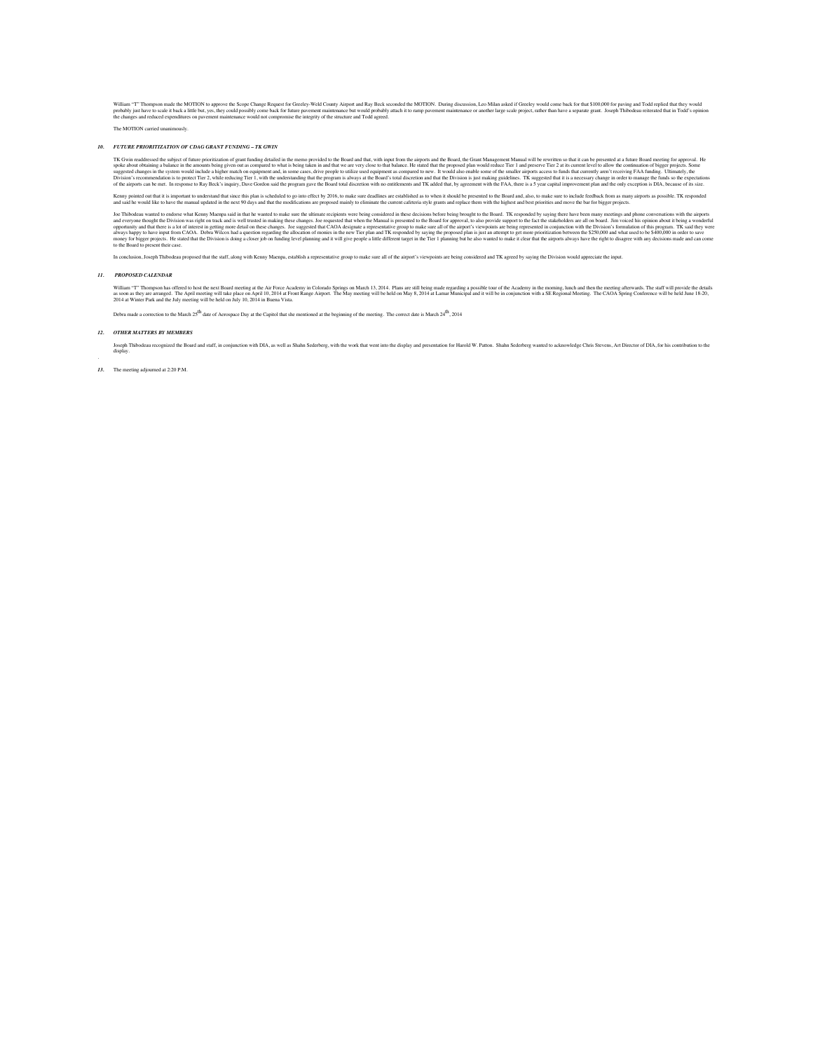William "T" Thompson made the MOTION to approve the Scope Change Request for Greeley-Weld County Airport and Ray Beck seconded the MOTION. During discussion, Leo Milan asked if Greeley would come back for that $100,000 for paving and Todd replied that they would probably just have to scale it back a little but, yes, they could possibly come back for future pavement maintenance but would probably attach it to ramp pavement maintenance or another large scale project, rather than have a separate grant. Joseph Thibodeau reiterated that in Todd's opinion the changes and reduced expenditures on pavement maintenance would not compromise the integrity of the structure and Todd agreed.

The MOTION carried unanimously.

### *10. FUTURE PRIORITIZATION OF CDAG GRANT FUNDING – TK GWIN*

TK Gwin readdressed the subject of future prioritization of grant funding detailed in the memo provided to the Board and that, with input from the airports and the Board, the Grant Management Manual will be rewritten so that it can be presented at a future Board meeting for approval. He spoke about obtaining a balance in the amounts being given out as compared to what is being taken in and that we are very close to that balance. He stated that the proposed plan would reduce Tier 1 and preserve Tier 2 at its current level to allow the continuation of bigger projects. Some suggested changes in the system would include a higher match on equipment and, in some cases, drive people to utilize used equipment as compared to new. It would also enable some of the smaller airports access to funds that currently aren't receiving FAA funding. Ultimately, the Division's recommendation is to protect Tier 2, while reducing Tier 1, with the understanding that the program is always at the Board's total discretion and that the Division is just making guidelines. TK suggested that it is a necessary change in order to manage the funds so the expectations of the airports can be met. In response to Ray Beck's inquiry, Dave Gordon said the program gave the Board total discretion with no entitlements and TK added that, by agreement with the FAA, there is a 5 year capital improvement plan and the only exception is DIA, because of its size.

Kenny pointed out that it is important to understand that since this plan is scheduled to go into effect by 2016, to make sure deadlines are established as to when it should be presented to the Board and, also, to make sure to include feedback from as many airports as possible. TK responded and said he would like to have the manual updated in the next 90 days and that the modifications are proposed mainly to eliminate the current cafeteria style grants and replace them with the highest and best priorities and move the bar for bigger projects.

Joe Thibodeau wanted to endorse what Kenny Maenpa said in that he wanted to make sure the ultimate recipients were being considered in these decisions before being brought to the Board. TK responded by saying there have been many meetings and phone conversations with the airports and everyone thought the Division was right on track and is well trusted in making these changes. Joe requested that when the Manual is presented to the Board for approval, to also provide support to the fact the stakeholders are all on board. Jim voiced his opinion about it being a wonderful opportunity and that there is a lot of interest in getting more detail on these changes. Joe suggested that CAOA designate a representative group to make sure all of the airport's viewpoints are being represented in conjunction with the Division's formulation of this program. TK said they were always happy to have input from CAOA. Debra Wilcox had a question regarding the allocation of monies in the new Tier plan and TK responded by saying the proposed plan is just an attempt to get more prioritization between the $250,000 and what used to be $400,000 in order to save money for bigger projects. He stated that the Division is doing a closer job on funding level planning and it will give people a little different target in the Tier 1 planning but he also wanted to make it clear that the airports always have the right to disagree with any decisions made and can come to the Board to present their case.

In conclusion, Joseph Thibodeau proposed that the staff, along with Kenny Maenpa, establish a representative group to make sure all of the airport's viewpoints are being considered and TK agreed by saying the Division would appreciate the input.

### *11. PROPOSED CALENDAR*

William "T" Thompson has offered to host the next Board meeting at the Air Force Academy in Colorado Springs on March 13, 2014. Plans are still being made regarding a possible tour of the Academy in the morning, lunch and then the meeting afterwards. The staff will provide the details as soon as they are arranged. The April meeting will take place on April 10, 2014 at Front Range Airport. The May meeting will be held on May 8, 2014 at Lamar Municipal and it will be in conjunction with a SE Regional Meeting. The CAOA Spring Conference will be held June 18-20, 2014 at Winter Park and the July meeting will be held on July 10, 2014 in Buena Vista.

Debra made a correction to the March 25th date of Aerospace Day at the Capitol that she mentioned at the beginning of the meeting. The correct date is March 24th, 2014

### *12. OTHER MATTERS BY MEMBERS*

Joseph Thibodeau recognized the Board and staff, in conjunction with DIA, as well as Shahn Sederberg, with the work that went into the display and presentation for Harold W. Patton. Shahn Sederberg wanted to acknowledge Chris Stevens, Art Director of DIA, for his contribution to the display.

*13.* The meeting adjourned at 2:20 P.M.